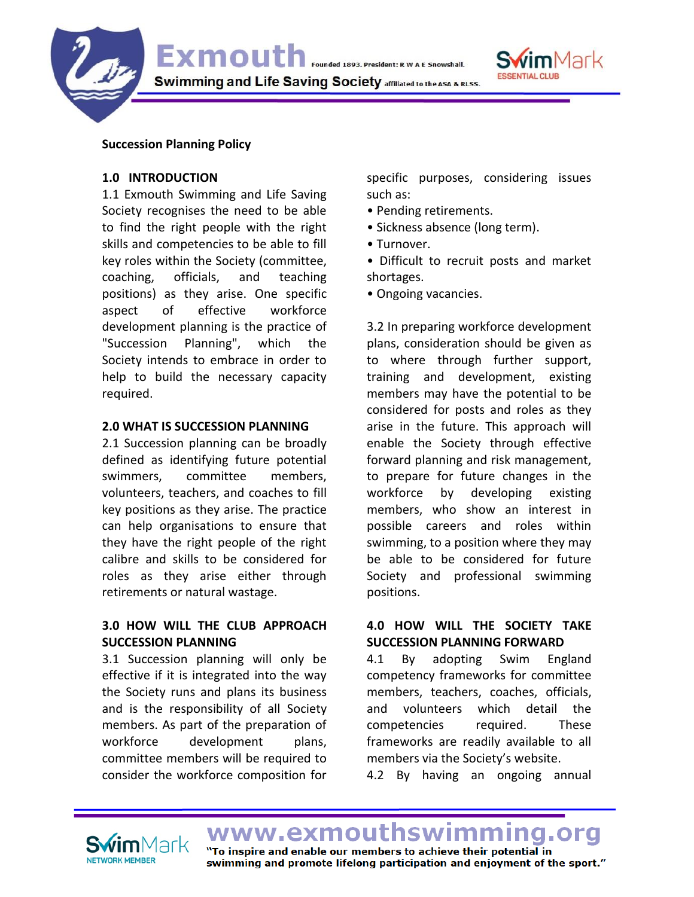# Succession Planning Policy

## 1.0 INTRODUCTION

1.1 Exmouth Swimming and Life Saving Society recognises the need to be able to find the right people with the right skills and competencies to be able to fill key roles within the Society (committee, coaching, officials, and teaching positions) as they arise. One specific aspect of effective workforce development planning is the practice of "Succession Planning", which the Society intends to embrace in order to help to build the necessary capacity required.

## 2.0 WHAT IS SUCCESSION PLANNING

2.1 Succession planning can be broadly defined as identifying future potential swimmers, committee members, volunteers, teachers, and coaches to fill key positions as they arise. The practice can help organisations to ensure that they have the right people of the right calibre and skills to be considered for roles as they arise either through retirements or natural wastage.

## 3.0 HOW WILL THE CLUB APPROACH SUCCESSION PLANNING

3.1 Succession planning will only be effective if it is integrated into the way the Society runs and plans its business and is the responsibility of all Society members. As part of the preparation of workforce development plans, committee members will be required to consider the workforce composition for specific purposes, considering issues such as:

- Pending retirements.
- Sickness absence (long term).
- Turnover.
- Difficult to recruit posts and market shortages.
- Ongoing vacancies.

3.2 In preparing workforce development plans, consideration should be given as to where through further support, training and development, existing members may have the potential to be considered for posts and roles as they arise in the future. This approach will enable the Society through effective forward planning and risk management, to prepare for future changes in the workforce by developing existing members, who show an interest in possible careers and roles within swimming, to a position where they may be able to be considered for future Society and professional swimming positions.

## 4.0 HOW WILL THE SOCIETY TAKE SUCCESSION PLANNING FORWARD

4.1 By adopting Swim England competency frameworks for committee members, teachers, coaches, officials, and volunteers which detail the competencies required. These frameworks are readily available to all members via the Society's website.

4.2 By having an ongoing annual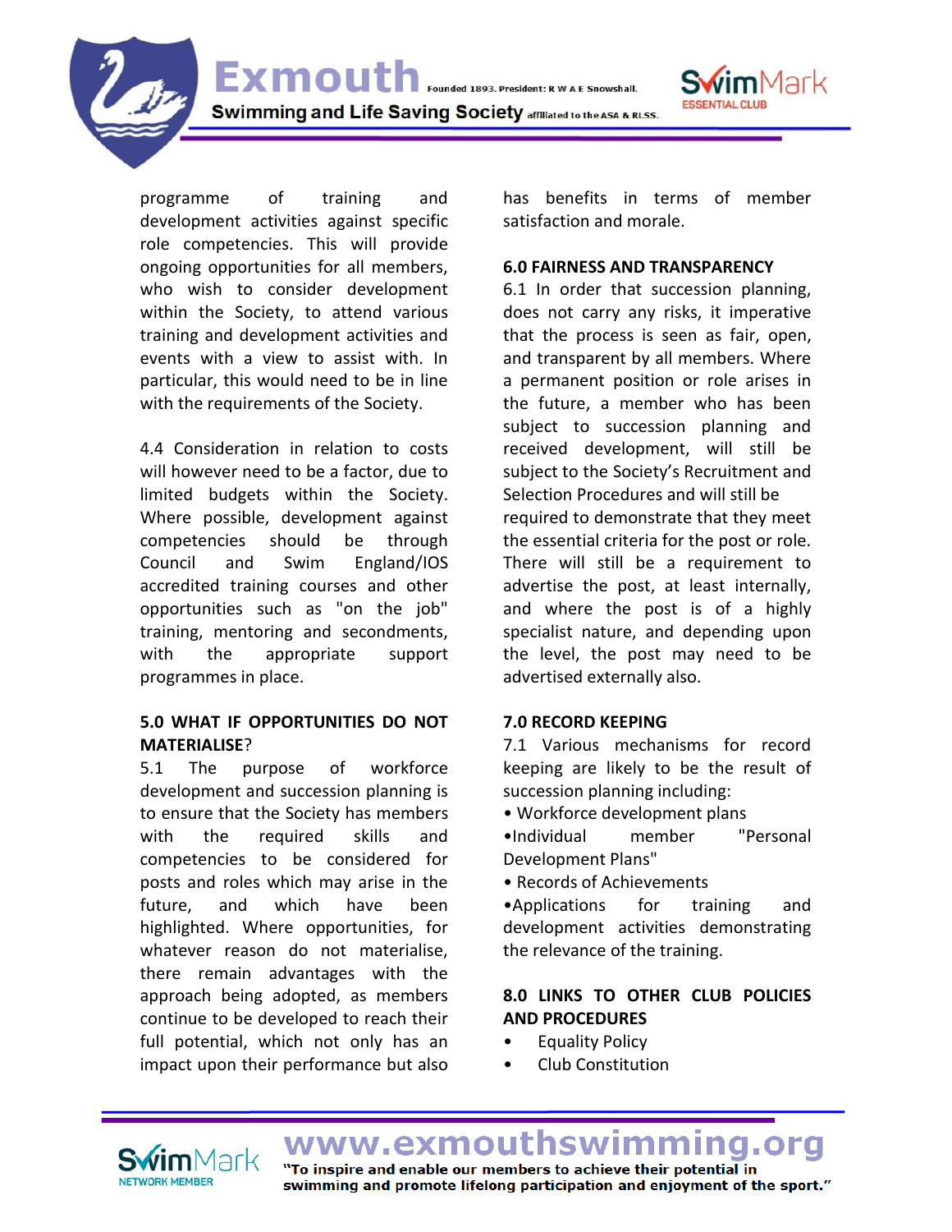programme of training and development activities against specific role competencies. This will provide ongoing opportunities for all members, who wish to consider development within the Society, to attend various training and development activities and events with a view to assist with. In particular, this would need to be in line with the requirements of the Society.

4.4 Consideration in relation to costs will however need to be a factor, due to limited budgets within the Society. Where possible, development against competencies should be through Council and Swim England/IOS accredited training courses and other opportunities such as "on the job" training, mentoring and secondments, with the appropriate support programmes in place.

**5.0 WHAT IF OPPORTUNITIES DO NOT MATERIALISE?**

5.1 The purpose of workforce development and succession planning is to ensure that the Society has members with the required skills and competencies to be considered for posts and roles which may arise in the future, and which have been highlighted. Where opportunities, for whatever reason do not materialise, there remain advantages with the approach being adopted, as members continue to be developed to reach their full potential, which not only has an impact upon their performance but also has benefits in terms of member satisfaction and morale.

**6.0 FAIRNESS AND TRANSPARENCY**

6.1 In order that succession planning, does not carry any risks, it imperative that the process is seen as fair, open, and transparent by all members. Where a permanent position or role arises in the future, a member who has been subject to succession planning and received development, will still be subject to the Society's Recruitment and Selection Procedures and will still be required to demonstrate that they meet the essential criteria for the post or role. There will still be a requirement to advertise the post, at least internally, and where the post is of a highly specialist nature, and depending upon the level, the post may need to be advertised externally also.

**7.0 RECORD KEEPING**

7.1 Various mechanisms for record keeping are likely to be the result of succession planning including:

- Workforce development plans
- Individual member "Personal Development Plans"
- Records of Achievements
- Applications for training and development activities demonstrating the relevance of the training.

**8.0 LINKS TO OTHER CLUB POLICIES AND PROCEDURES**

- Equality Policy
- Club Constitution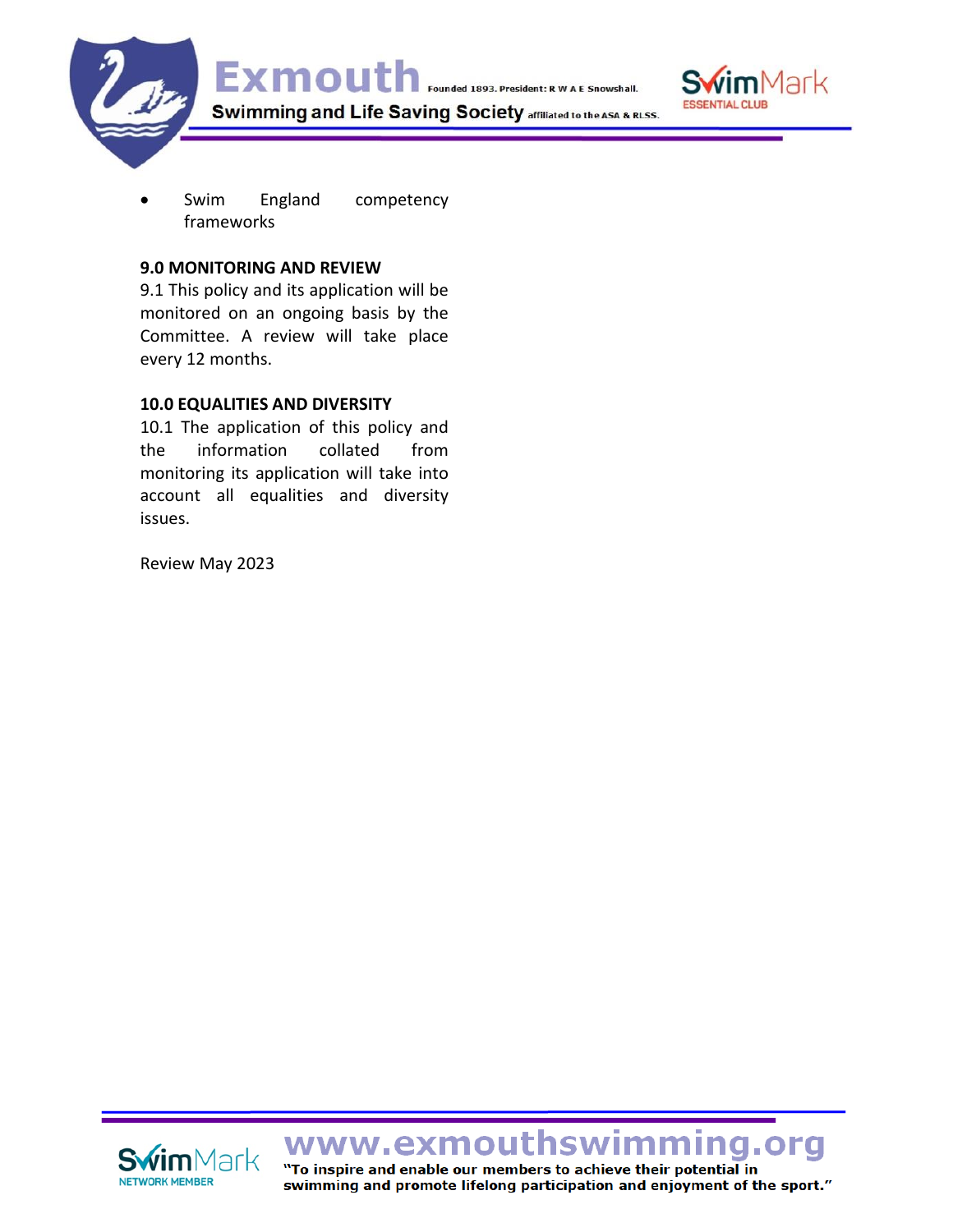- Swim England competency frameworks

**9.0 MONITORING AND REVIEW**

9.1 This policy and its application will be monitored on an ongoing basis by the Committee. A review will take place every 12 months.

**10.0 EQUALITIES AND DIVERSITY**

10.1 The application of this policy and the information collated from monitoring its application will take into account all equalities and diversity issues.

Review May 2023